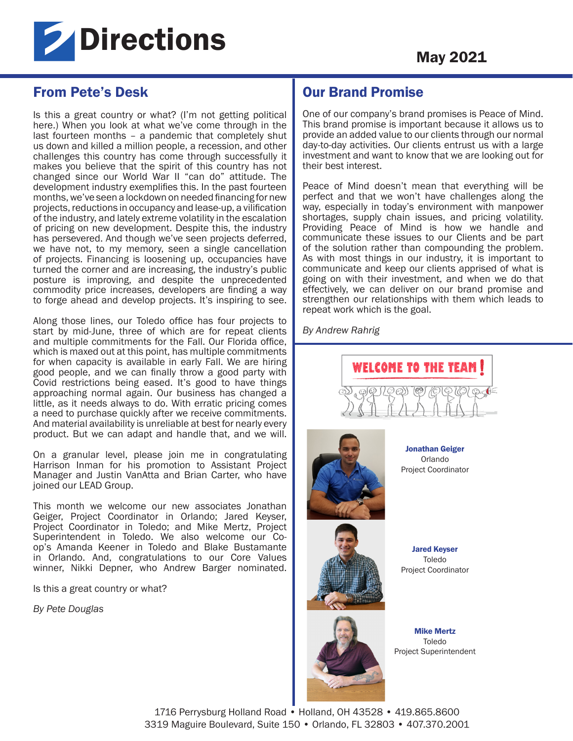# Directions

May 2021

## From Pete's Desk

Is this a great country or what? (I'm not getting political here.) When you look at what we've come through in the last fourteen months – a pandemic that completely shut us down and killed a million people, a recession, and other challenges this country has come through successfully it makes you believe that the spirit of this country has not changed since our World War II "can do" attitude. The development industry exemplifies this. In the past fourteen months, we've seen a lockdown on needed financing for new projects, reductions in occupancy and lease-up, a vilification of the industry, and lately extreme volatility in the escalation of pricing on new development. Despite this, the industry has persevered. And though we've seen projects deferred, we have not, to my memory, seen a single cancellation of projects. Financing is loosening up, occupancies have turned the corner and are increasing, the industry's public posture is improving, and despite the unprecedented commodity price increases, developers are finding a way to forge ahead and develop projects. It's inspiring to see.

Along those lines, our Toledo office has four projects to start by mid-June, three of which are for repeat clients and multiple commitments for the Fall. Our Florida office, which is maxed out at this point, has multiple commitments for when capacity is available in early Fall. We are hiring good people, and we can finally throw a good party with Covid restrictions being eased. It's good to have things approaching normal again. Our business has changed a little, as it needs always to do. With erratic pricing comes a need to purchase quickly after we receive commitments. And material availability is unreliable at best for nearly every product. But we can adapt and handle that, and we will.

On a granular level, please join me in congratulating Harrison Inman for his promotion to Assistant Project Manager and Justin VanAtta and Brian Carter, who have joined our LEAD Group.

This month we welcome our new associates Jonathan Geiger, Project Coordinator in Orlando; Jared Keyser, Project Coordinator in Toledo; and Mike Mertz, Project Superintendent in Toledo. We also welcome our Co-op's Amanda Keener in Toledo and Blake Bustamante in Orlando. And, congratulations to our Core Values winner, Nikki Depner, who Andrew Barger nominated.

Is this a great country or what?

*By Pete Douglas*

## Our Brand Promise

One of our company's brand promises is Peace of Mind. This brand promise is important because it allows us to provide an added value to our clients through our normal day-to-day activities. Our clients entrust us with a large investment and want to know that we are looking out for their best interest.

Peace of Mind doesn't mean that everything will be perfect and that we won't have challenges along the way, especially in today's environment with manpower shortages, supply chain issues, and pricing volatility. Providing Peace of Mind is how we handle and communicate these issues to our Clients and be part of the solution rather than compounding the problem. As with most things in our industry, it is important to communicate and keep our clients apprised of what is going on with their investment, and when we do that effectively, we can deliver on our brand promise and strengthen our relationships with them which leads to repeat work which is the goal.

*By Andrew Rahrig*

WELCOME TO THE TEAM!

**Jonathan Geiger**
Orlando
Project Coordinator

**Jared Keyser**
Toledo
Project Coordinator

**Mike Mertz**
Toledo
Project Superintendent

1716 Perrysburg Holland Road • Holland, OH 43528 • 419.865.8600
3319 Maguire Boulevard, Suite 150 • Orlando, FL 32803 • 407.370.2001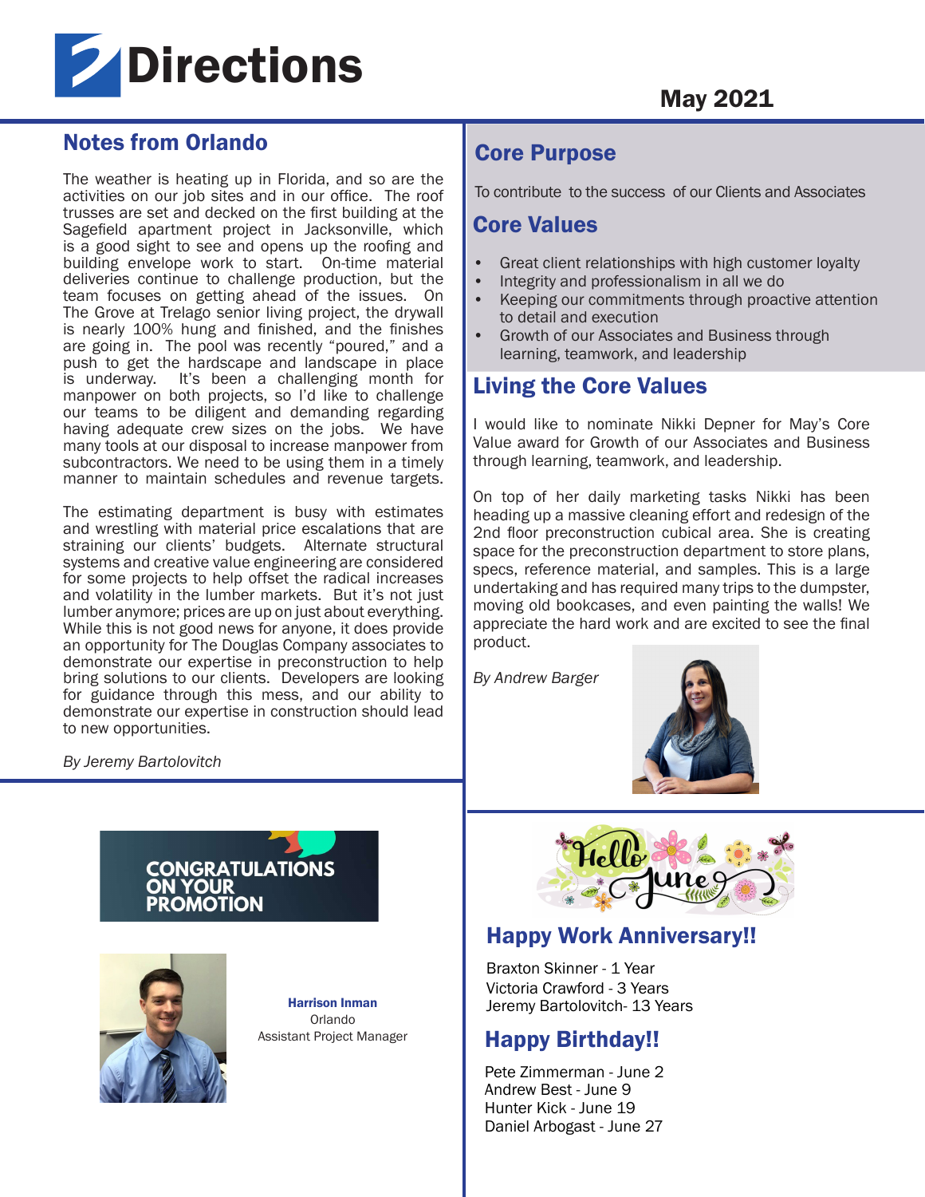# Directions

May 2021

## Notes from Orlando

The weather is heating up in Florida, and so are the activities on our job sites and in our office. The roof trusses are set and decked on the first building at the Sagefield apartment project in Jacksonville, which is a good sight to see and opens up the roofing and building envelope work to start. On-time material deliveries continue to challenge production, but the team focuses on getting ahead of the issues. On The Grove at Trelago senior living project, the drywall is nearly 100% hung and finished, and the finishes are going in. The pool was recently "poured," and a push to get the hardscape and landscape in place is underway. It's been a challenging month for manpower on both projects, so I'd like to challenge our teams to be diligent and demanding regarding having adequate crew sizes on the jobs. We have many tools at our disposal to increase manpower from subcontractors. We need to be using them in a timely manner to maintain schedules and revenue targets.

The estimating department is busy with estimates and wrestling with material price escalations that are straining our clients' budgets. Alternate structural systems and creative value engineering are considered for some projects to help offset the radical increases and volatility in the lumber markets. But it's not just lumber anymore; prices are up on just about everything. While this is not good news for anyone, it does provide an opportunity for The Douglas Company associates to demonstrate our expertise in preconstruction to help bring solutions to our clients. Developers are looking for guidance through this mess, and our ability to demonstrate our expertise in construction should lead to new opportunities.

*By Jeremy Bartolovitch*

CONGRATULATIONS ON YOUR PROMOTION

**Harrison Inman**
Orlando
Assistant Project Manager

## Core Purpose

To contribute to the success of our Clients and Associates

## Core Values

- Great client relationships with high customer loyalty
- Integrity and professionalism in all we do
- Keeping our commitments through proactive attention to detail and execution
- Growth of our Associates and Business through learning, teamwork, and leadership

## Living the Core Values

I would like to nominate Nikki Depner for May's Core Value award for Growth of our Associates and Business through learning, teamwork, and leadership.

On top of her daily marketing tasks Nikki has been heading up a massive cleaning effort and redesign of the 2nd floor preconstruction cubical area. She is creating space for the preconstruction department to store plans, specs, reference material, and samples. This is a large undertaking and has required many trips to the dumpster, moving old bookcases, and even painting the walls! We appreciate the hard work and are excited to see the final product.

*By Andrew Barger*

Hello June

## Happy Work Anniversary!!

Braxton Skinner - 1 Year
Victoria Crawford - 3 Years
Jeremy Bartolovitch- 13 Years

## Happy Birthday!!

Pete Zimmerman - June 2
Andrew Best - June 9
Hunter Kick - June 19
Daniel Arbogast - June 27